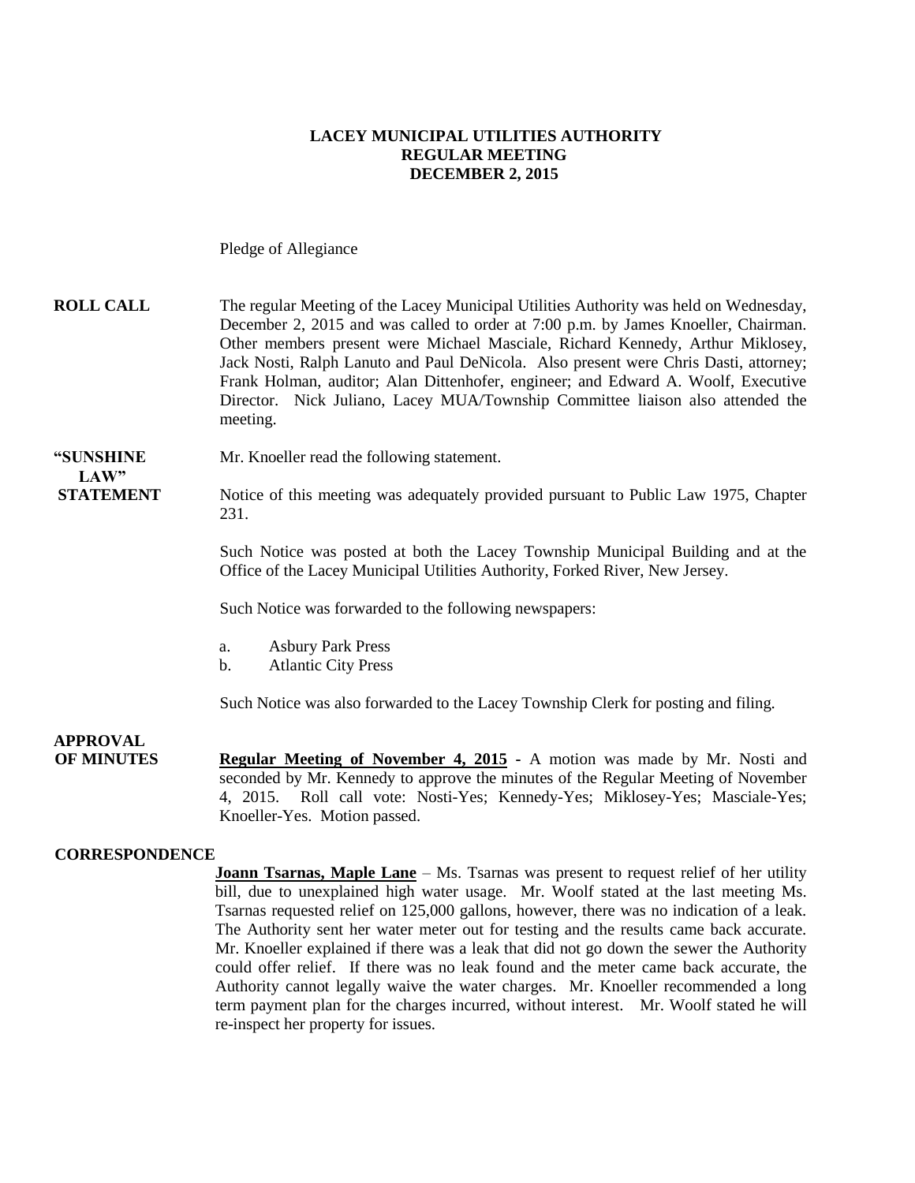# LACEY MUNICIPAL UTILITIES AUTHORITY
## REGULAR MEETING
## DECEMBER 2, 2015

Pledge of Allegiance

**ROLL CALL** The regular Meeting of the Lacey Municipal Utilities Authority was held on Wednesday, December 2, 2015 and was called to order at 7:00 p.m. by James Knoeller, Chairman. Other members present were Michael Masciale, Richard Kennedy, Arthur Miklosey, Jack Nosti, Ralph Lanuto and Paul DeNicola. Also present were Chris Dasti, attorney; Frank Holman, auditor; Alan Dittenhofer, engineer; and Edward A. Woolf, Executive Director. Nick Juliano, Lacey MUA/Township Committee liaison also attended the meeting.

**"SUNSHINE LAW" STATEMENT** Mr. Knoeller read the following statement.

Notice of this meeting was adequately provided pursuant to Public Law 1975, Chapter 231.

Such Notice was posted at both the Lacey Township Municipal Building and at the Office of the Lacey Municipal Utilities Authority, Forked River, New Jersey.

Such Notice was forwarded to the following newspapers:

a. Asbury Park Press
b. Atlantic City Press

Such Notice was also forwarded to the Lacey Township Clerk for posting and filing.

**APPROVAL OF MINUTES** **Regular Meeting of November 4, 2015** - A motion was made by Mr. Nosti and seconded by Mr. Kennedy to approve the minutes of the Regular Meeting of November 4, 2015. Roll call vote: Nosti-Yes; Kennedy-Yes; Miklosey-Yes; Masciale-Yes; Knoeller-Yes. Motion passed.

**CORRESPONDENCE**

**Joann Tsarnas, Maple Lane** – Ms. Tsarnas was present to request relief of her utility bill, due to unexplained high water usage. Mr. Woolf stated at the last meeting Ms. Tsarnas requested relief on 125,000 gallons, however, there was no indication of a leak. The Authority sent her water meter out for testing and the results came back accurate. Mr. Knoeller explained if there was a leak that did not go down the sewer the Authority could offer relief. If there was no leak found and the meter came back accurate, the Authority cannot legally waive the water charges. Mr. Knoeller recommended a long term payment plan for the charges incurred, without interest. Mr. Woolf stated he will re-inspect her property for issues.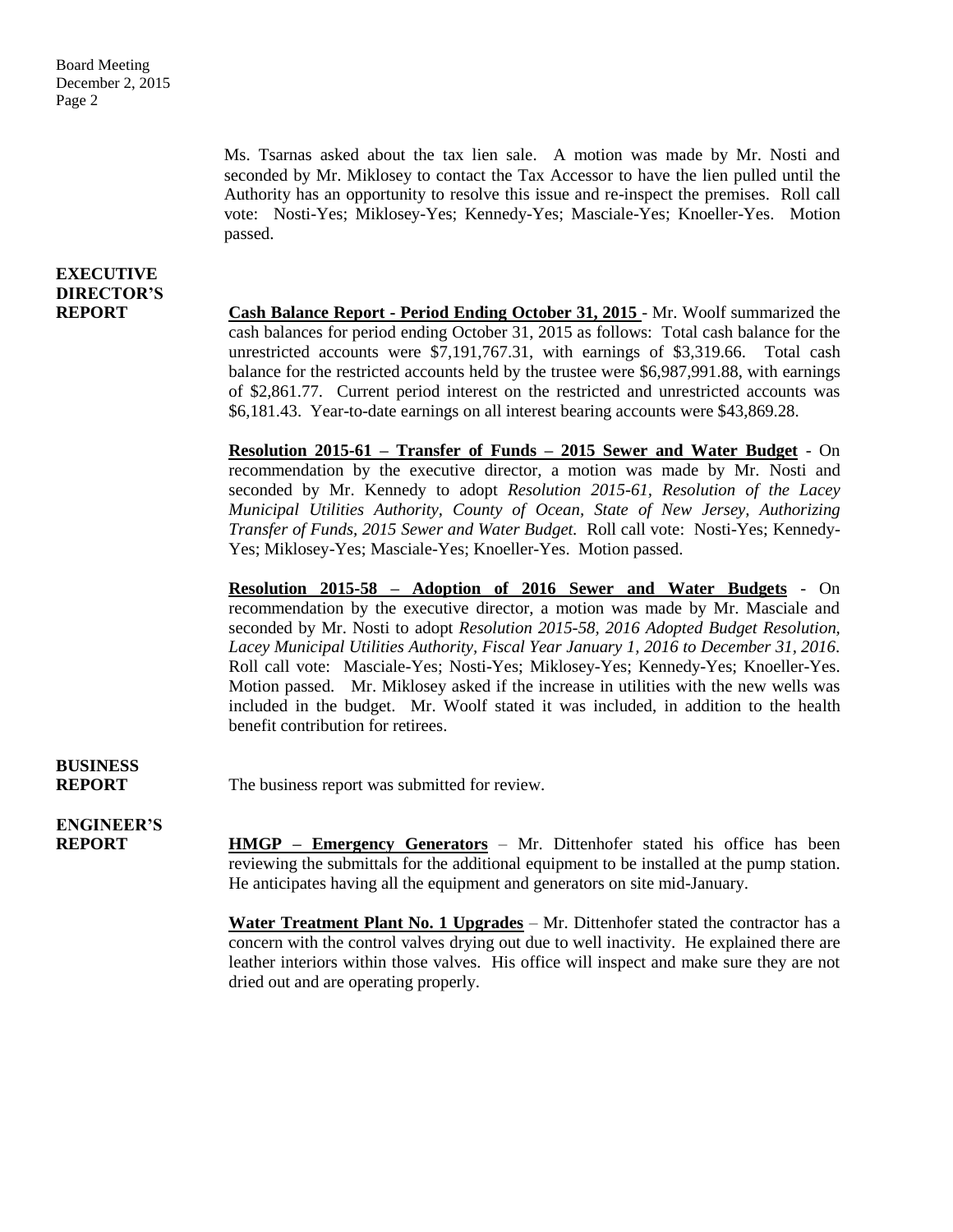Ms. Tsarnas asked about the tax lien sale. A motion was made by Mr. Nosti and seconded by Mr. Miklosey to contact the Tax Accessor to have the lien pulled until the Authority has an opportunity to resolve this issue and re-inspect the premises. Roll call vote: Nosti-Yes; Miklosey-Yes; Kennedy-Yes; Masciale-Yes; Knoeller-Yes. Motion passed.

**EXECUTIVE DIRECTOR'S REPORT**

**Cash Balance Report - Period Ending October 31, 2015** - Mr. Woolf summarized the cash balances for period ending October 31, 2015 as follows: Total cash balance for the unrestricted accounts were $7,191,767.31, with earnings of $3,319.66. Total cash balance for the restricted accounts held by the trustee were $6,987,991.88, with earnings of $2,861.77. Current period interest on the restricted and unrestricted accounts was $6,181.43. Year-to-date earnings on all interest bearing accounts were $43,869.28.

**Resolution 2015-61 – Transfer of Funds – 2015 Sewer and Water Budget** - On recommendation by the executive director, a motion was made by Mr. Nosti and seconded by Mr. Kennedy to adopt *Resolution 2015-61, Resolution of the Lacey Municipal Utilities Authority, County of Ocean, State of New Jersey, Authorizing Transfer of Funds, 2015 Sewer and Water Budget.* Roll call vote: Nosti-Yes; Kennedy-Yes; Miklosey-Yes; Masciale-Yes; Knoeller-Yes. Motion passed.

**Resolution 2015-58 – Adoption of 2016 Sewer and Water Budgets** - On recommendation by the executive director, a motion was made by Mr. Masciale and seconded by Mr. Nosti to adopt *Resolution 2015-58, 2016 Adopted Budget Resolution, Lacey Municipal Utilities Authority, Fiscal Year January 1, 2016 to December 31, 2016*. Roll call vote: Masciale-Yes; Nosti-Yes; Miklosey-Yes; Kennedy-Yes; Knoeller-Yes. Motion passed. Mr. Miklosey asked if the increase in utilities with the new wells was included in the budget. Mr. Woolf stated it was included, in addition to the health benefit contribution for retirees.

**BUSINESS REPORT**

The business report was submitted for review.

**ENGINEER'S REPORT**

**HMGP – Emergency Generators** – Mr. Dittenhofer stated his office has been reviewing the submittals for the additional equipment to be installed at the pump station. He anticipates having all the equipment and generators on site mid-January.

**Water Treatment Plant No. 1 Upgrades** – Mr. Dittenhofer stated the contractor has a concern with the control valves drying out due to well inactivity. He explained there are leather interiors within those valves. His office will inspect and make sure they are not dried out and are operating properly.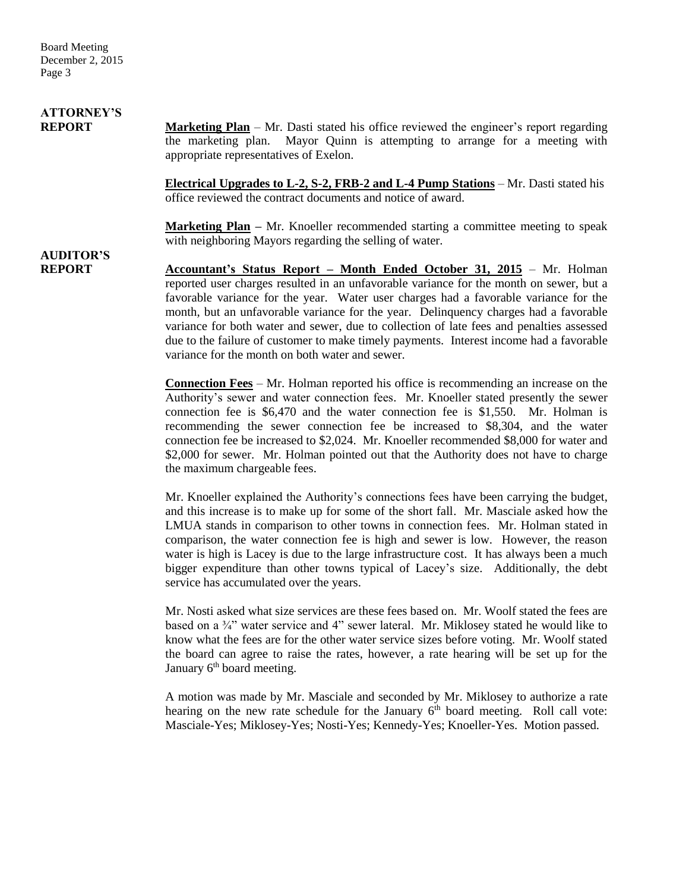## ATTORNEY'S REPORT

**Marketing Plan** – Mr. Dasti stated his office reviewed the engineer's report regarding the marketing plan. Mayor Quinn is attempting to arrange for a meeting with appropriate representatives of Exelon.

**Electrical Upgrades to L-2, S-2, FRB-2 and L-4 Pump Stations** – Mr. Dasti stated his office reviewed the contract documents and notice of award.

**Marketing Plan –** Mr. Knoeller recommended starting a committee meeting to speak with neighboring Mayors regarding the selling of water.

## AUDITOR'S REPORT

**Accountant's Status Report – Month Ended October 31, 2015** – Mr. Holman reported user charges resulted in an unfavorable variance for the month on sewer, but a favorable variance for the year. Water user charges had a favorable variance for the month, but an unfavorable variance for the year. Delinquency charges had a favorable variance for both water and sewer, due to collection of late fees and penalties assessed due to the failure of customer to make timely payments. Interest income had a favorable variance for the month on both water and sewer.

**Connection Fees** – Mr. Holman reported his office is recommending an increase on the Authority's sewer and water connection fees. Mr. Knoeller stated presently the sewer connection fee is $6,470 and the water connection fee is $1,550. Mr. Holman is recommending the sewer connection fee be increased to $8,304, and the water connection fee be increased to $2,024. Mr. Knoeller recommended $8,000 for water and $2,000 for sewer. Mr. Holman pointed out that the Authority does not have to charge the maximum chargeable fees.

Mr. Knoeller explained the Authority's connections fees have been carrying the budget, and this increase is to make up for some of the short fall. Mr. Masciale asked how the LMUA stands in comparison to other towns in connection fees. Mr. Holman stated in comparison, the water connection fee is high and sewer is low. However, the reason water is high is Lacey is due to the large infrastructure cost. It has always been a much bigger expenditure than other towns typical of Lacey's size. Additionally, the debt service has accumulated over the years.

Mr. Nosti asked what size services are these fees based on. Mr. Woolf stated the fees are based on a ¾" water service and 4" sewer lateral. Mr. Miklosey stated he would like to know what the fees are for the other water service sizes before voting. Mr. Woolf stated the board can agree to raise the rates, however, a rate hearing will be set up for the January 6th board meeting.

A motion was made by Mr. Masciale and seconded by Mr. Miklosey to authorize a rate hearing on the new rate schedule for the January 6th board meeting. Roll call vote: Masciale-Yes; Miklosey-Yes; Nosti-Yes; Kennedy-Yes; Knoeller-Yes. Motion passed.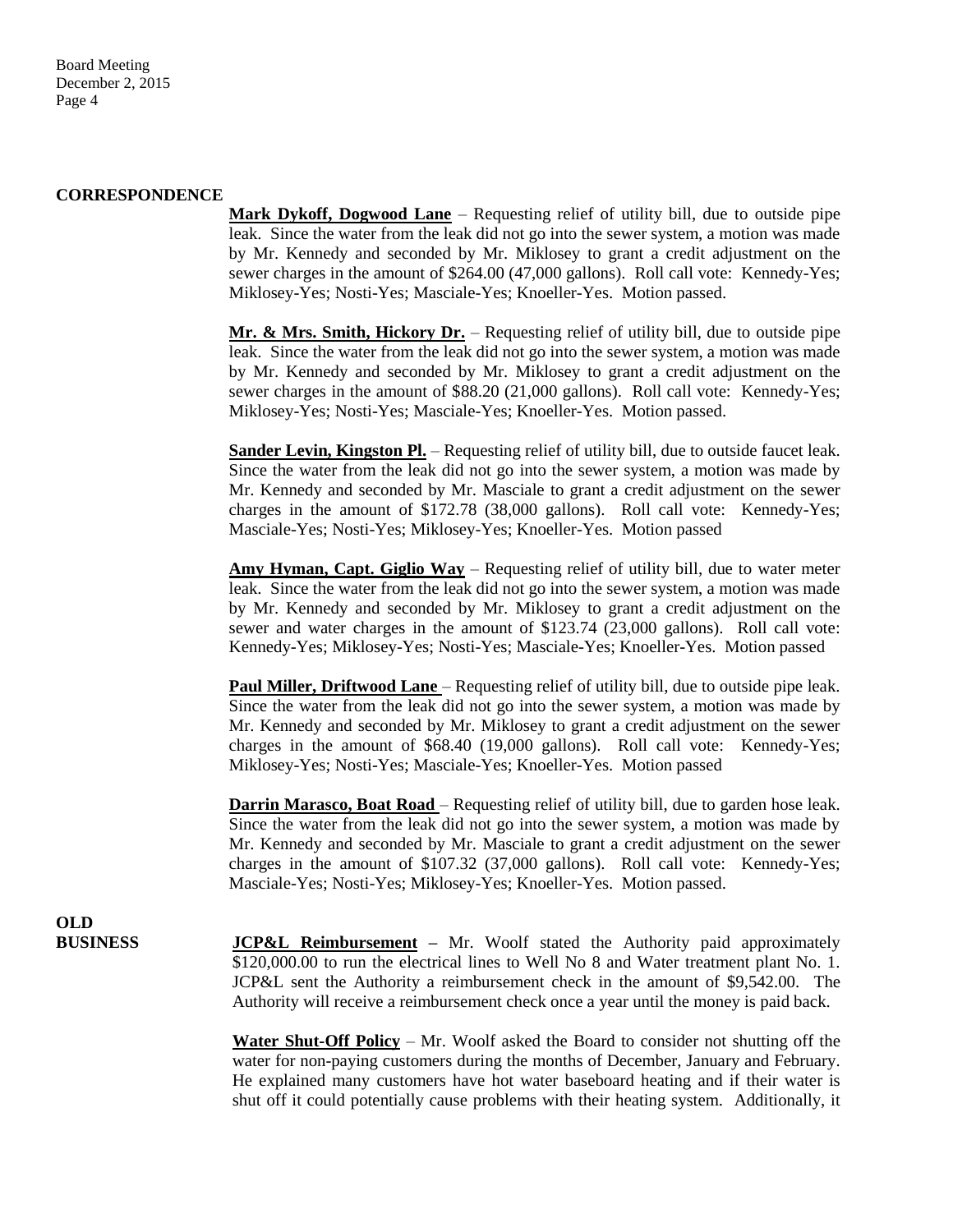## CORRESPONDENCE

**Mark Dykoff, Dogwood Lane** – Requesting relief of utility bill, due to outside pipe leak. Since the water from the leak did not go into the sewer system, a motion was made by Mr. Kennedy and seconded by Mr. Miklosey to grant a credit adjustment on the sewer charges in the amount of $264.00 (47,000 gallons). Roll call vote: Kennedy-Yes; Miklosey-Yes; Nosti-Yes; Masciale-Yes; Knoeller-Yes. Motion passed.

**Mr. & Mrs. Smith, Hickory Dr.** – Requesting relief of utility bill, due to outside pipe leak. Since the water from the leak did not go into the sewer system, a motion was made by Mr. Kennedy and seconded by Mr. Miklosey to grant a credit adjustment on the sewer charges in the amount of $88.20 (21,000 gallons). Roll call vote: Kennedy-Yes; Miklosey-Yes; Nosti-Yes; Masciale-Yes; Knoeller-Yes. Motion passed.

**Sander Levin, Kingston Pl.** – Requesting relief of utility bill, due to outside faucet leak. Since the water from the leak did not go into the sewer system, a motion was made by Mr. Kennedy and seconded by Mr. Masciale to grant a credit adjustment on the sewer charges in the amount of $172.78 (38,000 gallons). Roll call vote: Kennedy-Yes; Masciale-Yes; Nosti-Yes; Miklosey-Yes; Knoeller-Yes. Motion passed

**Amy Hyman, Capt. Giglio Way** – Requesting relief of utility bill, due to water meter leak. Since the water from the leak did not go into the sewer system, a motion was made by Mr. Kennedy and seconded by Mr. Miklosey to grant a credit adjustment on the sewer and water charges in the amount of $123.74 (23,000 gallons). Roll call vote: Kennedy-Yes; Miklosey-Yes; Nosti-Yes; Masciale-Yes; Knoeller-Yes. Motion passed

**Paul Miller, Driftwood Lane** – Requesting relief of utility bill, due to outside pipe leak. Since the water from the leak did not go into the sewer system, a motion was made by Mr. Kennedy and seconded by Mr. Miklosey to grant a credit adjustment on the sewer charges in the amount of $68.40 (19,000 gallons). Roll call vote: Kennedy-Yes; Miklosey-Yes; Nosti-Yes; Masciale-Yes; Knoeller-Yes. Motion passed

**Darrin Marasco, Boat Road** – Requesting relief of utility bill, due to garden hose leak. Since the water from the leak did not go into the sewer system, a motion was made by Mr. Kennedy and seconded by Mr. Masciale to grant a credit adjustment on the sewer charges in the amount of $107.32 (37,000 gallons). Roll call vote: Kennedy-Yes; Masciale-Yes; Nosti-Yes; Miklosey-Yes; Knoeller-Yes. Motion passed.

## OLD BUSINESS

**JCP&L Reimbursement** – Mr. Woolf stated the Authority paid approximately $120,000.00 to run the electrical lines to Well No 8 and Water treatment plant No. 1. JCP&L sent the Authority a reimbursement check in the amount of $9,542.00. The Authority will receive a reimbursement check once a year until the money is paid back.

**Water Shut-Off Policy** – Mr. Woolf asked the Board to consider not shutting off the water for non-paying customers during the months of December, January and February. He explained many customers have hot water baseboard heating and if their water is shut off it could potentially cause problems with their heating system. Additionally, it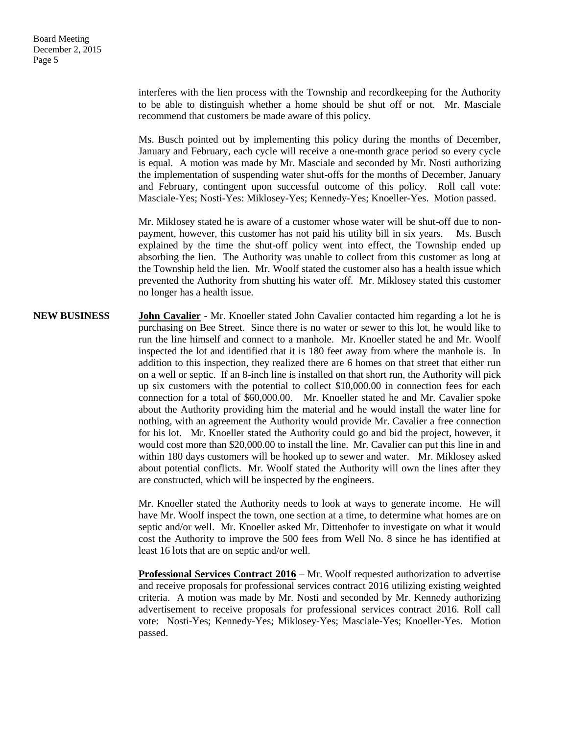interferes with the lien process with the Township and recordkeeping for the Authority to be able to distinguish whether a home should be shut off or not. Mr. Masciale recommend that customers be made aware of this policy.

Ms. Busch pointed out by implementing this policy during the months of December, January and February, each cycle will receive a one-month grace period so every cycle is equal. A motion was made by Mr. Masciale and seconded by Mr. Nosti authorizing the implementation of suspending water shut-offs for the months of December, January and February, contingent upon successful outcome of this policy. Roll call vote: Masciale-Yes; Nosti-Yes: Miklosey-Yes; Kennedy-Yes; Knoeller-Yes. Motion passed.

Mr. Miklosey stated he is aware of a customer whose water will be shut-off due to non-payment, however, this customer has not paid his utility bill in six years. Ms. Busch explained by the time the shut-off policy went into effect, the Township ended up absorbing the lien. The Authority was unable to collect from this customer as long at the Township held the lien. Mr. Woolf stated the customer also has a health issue which prevented the Authority from shutting his water off. Mr. Miklosey stated this customer no longer has a health issue.

**NEW BUSINESS**

**John Cavalier** - Mr. Knoeller stated John Cavalier contacted him regarding a lot he is purchasing on Bee Street. Since there is no water or sewer to this lot, he would like to run the line himself and connect to a manhole. Mr. Knoeller stated he and Mr. Woolf inspected the lot and identified that it is 180 feet away from where the manhole is. In addition to this inspection, they realized there are 6 homes on that street that either run on a well or septic. If an 8-inch line is installed on that short run, the Authority will pick up six customers with the potential to collect $10,000.00 in connection fees for each connection for a total of $60,000.00. Mr. Knoeller stated he and Mr. Cavalier spoke about the Authority providing him the material and he would install the water line for nothing, with an agreement the Authority would provide Mr. Cavalier a free connection for his lot. Mr. Knoeller stated the Authority could go and bid the project, however, it would cost more than $20,000.00 to install the line. Mr. Cavalier can put this line in and within 180 days customers will be hooked up to sewer and water. Mr. Miklosey asked about potential conflicts. Mr. Woolf stated the Authority will own the lines after they are constructed, which will be inspected by the engineers.

Mr. Knoeller stated the Authority needs to look at ways to generate income. He will have Mr. Woolf inspect the town, one section at a time, to determine what homes are on septic and/or well. Mr. Knoeller asked Mr. Dittenhofer to investigate on what it would cost the Authority to improve the 500 fees from Well No. 8 since he has identified at least 16 lots that are on septic and/or well.

**Professional Services Contract 2016** – Mr. Woolf requested authorization to advertise and receive proposals for professional services contract 2016 utilizing existing weighted criteria. A motion was made by Mr. Nosti and seconded by Mr. Kennedy authorizing advertisement to receive proposals for professional services contract 2016. Roll call vote: Nosti-Yes; Kennedy-Yes; Miklosey-Yes; Masciale-Yes; Knoeller-Yes. Motion passed.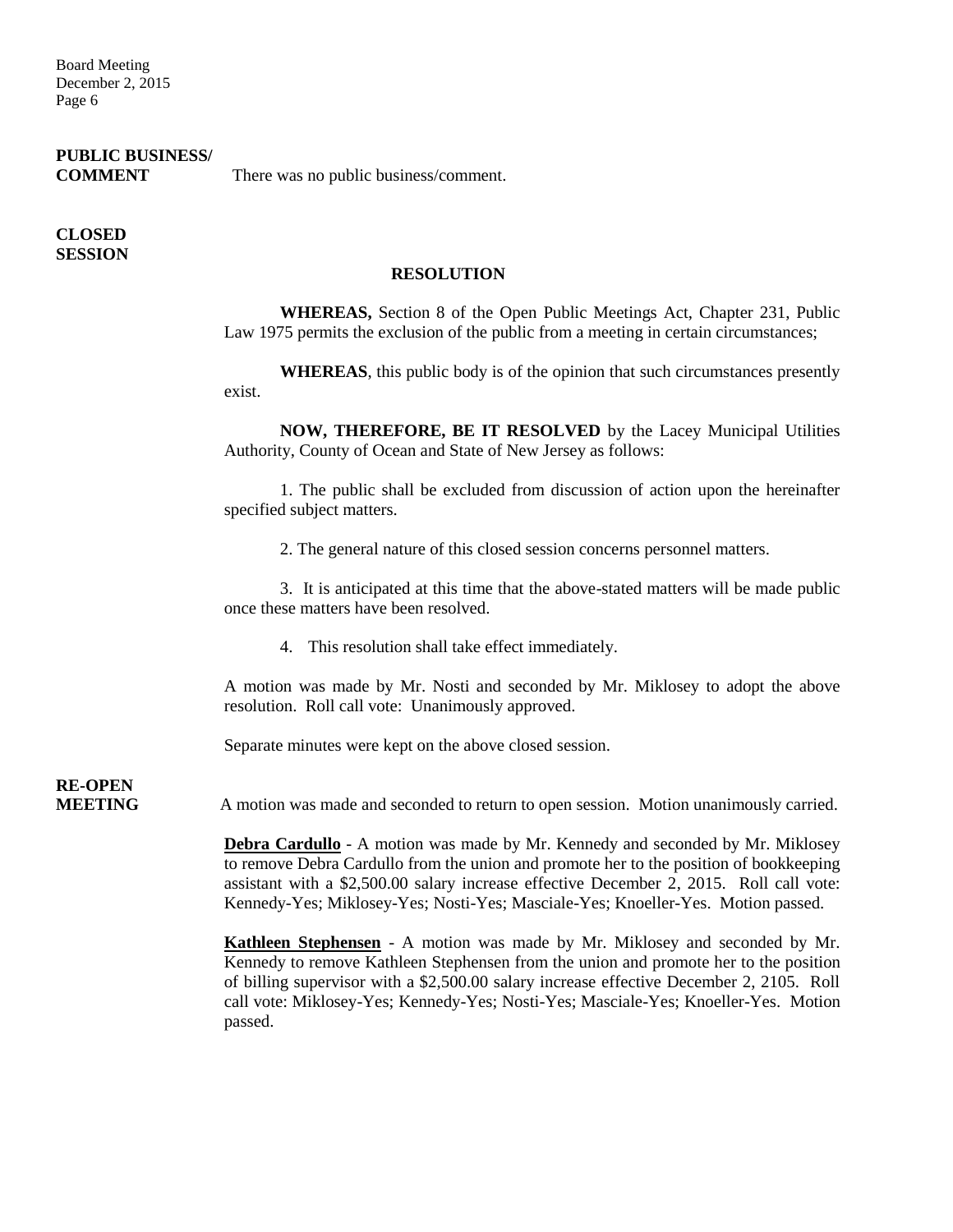**PUBLIC BUSINESS/ COMMENT** There was no public business/comment.

**CLOSED SESSION**

**RESOLUTION**

**WHEREAS,** Section 8 of the Open Public Meetings Act, Chapter 231, Public Law 1975 permits the exclusion of the public from a meeting in certain circumstances;

**WHEREAS**, this public body is of the opinion that such circumstances presently exist.

**NOW, THEREFORE, BE IT RESOLVED** by the Lacey Municipal Utilities Authority, County of Ocean and State of New Jersey as follows:

1. The public shall be excluded from discussion of action upon the hereinafter specified subject matters.

2. The general nature of this closed session concerns personnel matters.

3. It is anticipated at this time that the above-stated matters will be made public once these matters have been resolved.

4. This resolution shall take effect immediately.

A motion was made by Mr. Nosti and seconded by Mr. Miklosey to adopt the above resolution. Roll call vote: Unanimously approved.

Separate minutes were kept on the above closed session.

**RE-OPEN MEETING** A motion was made and seconded to return to open session. Motion unanimously carried.

**Debra Cardullo** - A motion was made by Mr. Kennedy and seconded by Mr. Miklosey to remove Debra Cardullo from the union and promote her to the position of bookkeeping assistant with a $2,500.00 salary increase effective December 2, 2015. Roll call vote: Kennedy-Yes; Miklosey-Yes; Nosti-Yes; Masciale-Yes; Knoeller-Yes. Motion passed.

**Kathleen Stephensen** - A motion was made by Mr. Miklosey and seconded by Mr. Kennedy to remove Kathleen Stephensen from the union and promote her to the position of billing supervisor with a $2,500.00 salary increase effective December 2, 2105. Roll call vote: Miklosey-Yes; Kennedy-Yes; Nosti-Yes; Masciale-Yes; Knoeller-Yes. Motion passed.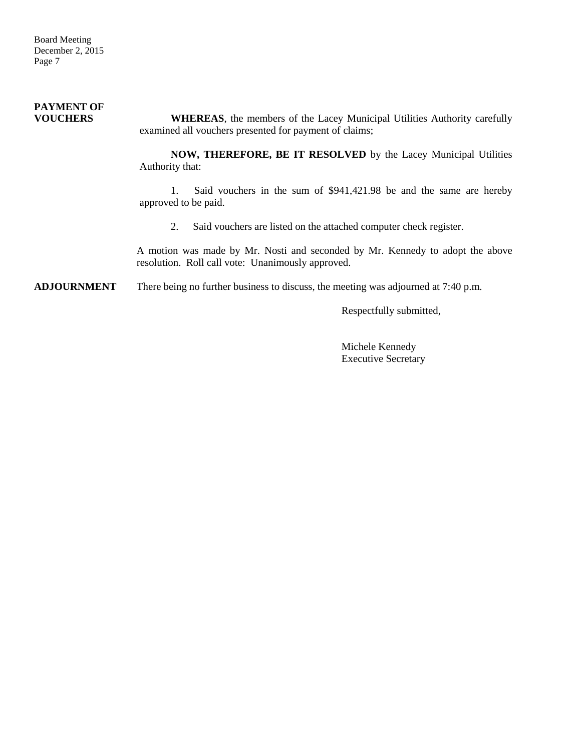**PAYMENT OF VOUCHERS**

**WHEREAS**, the members of the Lacey Municipal Utilities Authority carefully examined all vouchers presented for payment of claims;

**NOW, THEREFORE, BE IT RESOLVED** by the Lacey Municipal Utilities Authority that:

1. Said vouchers in the sum of $941,421.98 be and the same are hereby approved to be paid.

2. Said vouchers are listed on the attached computer check register.

A motion was made by Mr. Nosti and seconded by Mr. Kennedy to adopt the above resolution. Roll call vote: Unanimously approved.

**ADJOURNMENT**

There being no further business to discuss, the meeting was adjourned at 7:40 p.m.

Respectfully submitted,

Michele Kennedy
Executive Secretary